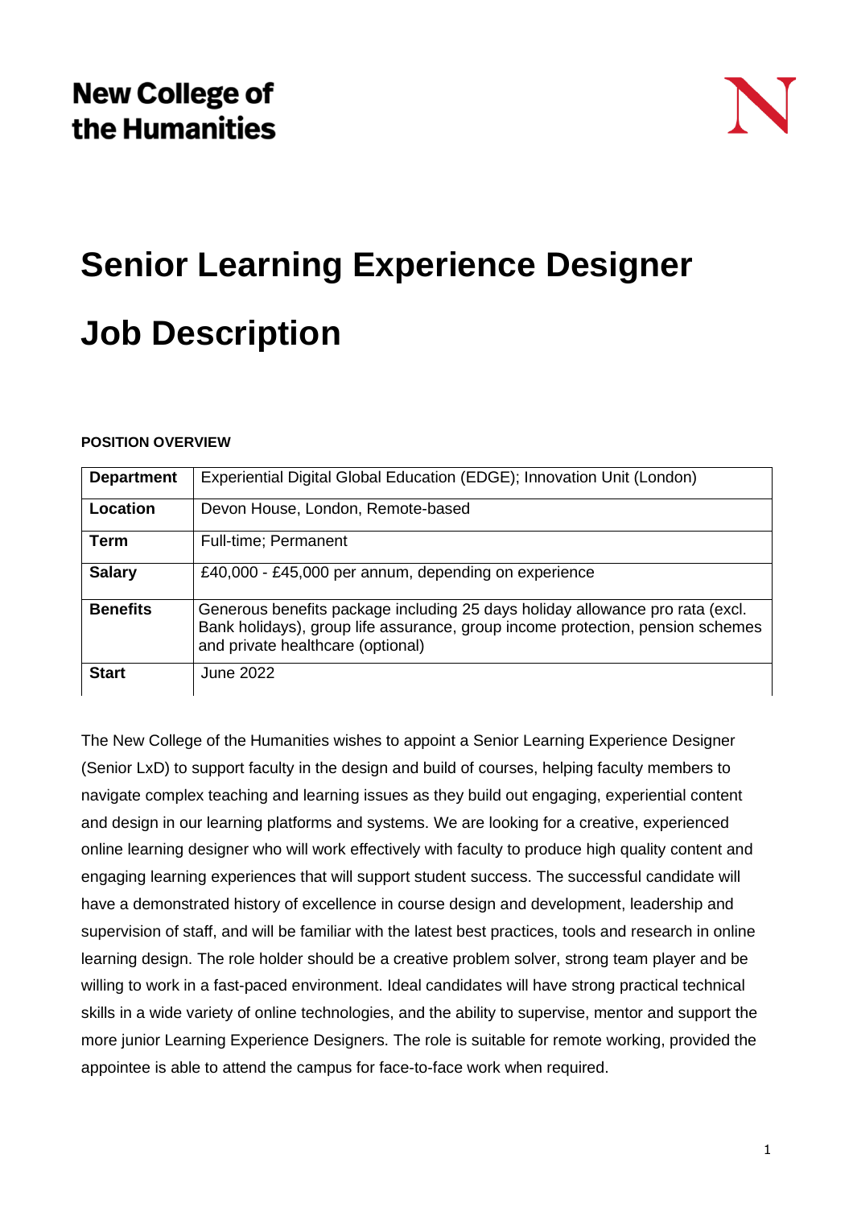# New College of the Humanities

# Senior Learning Experience Designer

# Job Description

**POSITION OVERVIEW**

| | |
|---|---|
| **Department** | Experiential Digital Global Education (EDGE); Innovation Unit (London) |
| **Location** | Devon House, London, Remote-based |
| **Term** | Full-time; Permanent |
| **Salary** | £40,000 - £45,000 per annum, depending on experience |
| **Benefits** | Generous benefits package including 25 days holiday allowance pro rata (excl. Bank holidays), group life assurance, group income protection, pension schemes and private healthcare (optional) |
| **Start** | June 2022 |

The New College of the Humanities wishes to appoint a Senior Learning Experience Designer (Senior LxD) to support faculty in the design and build of courses, helping faculty members to navigate complex teaching and learning issues as they build out engaging, experiential content and design in our learning platforms and systems. We are looking for a creative, experienced online learning designer who will work effectively with faculty to produce high quality content and engaging learning experiences that will support student success. The successful candidate will have a demonstrated history of excellence in course design and development, leadership and supervision of staff, and will be familiar with the latest best practices, tools and research in online learning design. The role holder should be a creative problem solver, strong team player and be willing to work in a fast-paced environment. Ideal candidates will have strong practical technical skills in a wide variety of online technologies, and the ability to supervise, mentor and support the more junior Learning Experience Designers. The role is suitable for remote working, provided the appointee is able to attend the campus for face-to-face work when required.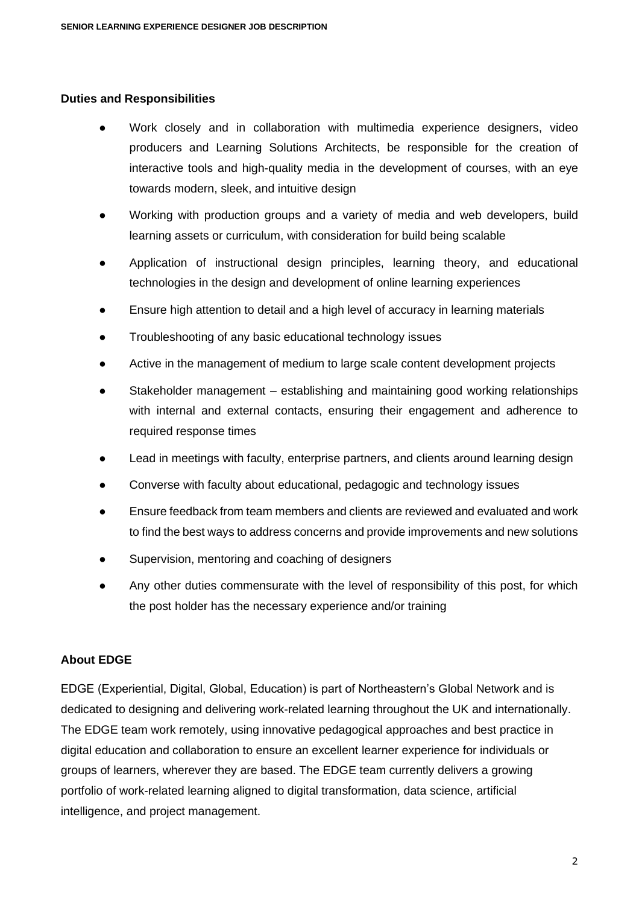## Duties and Responsibilities

- Work closely and in collaboration with multimedia experience designers, video producers and Learning Solutions Architects, be responsible for the creation of interactive tools and high-quality media in the development of courses, with an eye towards modern, sleek, and intuitive design
- Working with production groups and a variety of media and web developers, build learning assets or curriculum, with consideration for build being scalable
- Application of instructional design principles, learning theory, and educational technologies in the design and development of online learning experiences
- Ensure high attention to detail and a high level of accuracy in learning materials
- Troubleshooting of any basic educational technology issues
- Active in the management of medium to large scale content development projects
- Stakeholder management – establishing and maintaining good working relationships with internal and external contacts, ensuring their engagement and adherence to required response times
- Lead in meetings with faculty, enterprise partners, and clients around learning design
- Converse with faculty about educational, pedagogic and technology issues
- Ensure feedback from team members and clients are reviewed and evaluated and work to find the best ways to address concerns and provide improvements and new solutions
- Supervision, mentoring and coaching of designers
- Any other duties commensurate with the level of responsibility of this post, for which the post holder has the necessary experience and/or training

## About EDGE

EDGE (Experiential, Digital, Global, Education) is part of Northeastern's Global Network and is dedicated to designing and delivering work-related learning throughout the UK and internationally. The EDGE team work remotely, using innovative pedagogical approaches and best practice in digital education and collaboration to ensure an excellent learner experience for individuals or groups of learners, wherever they are based. The EDGE team currently delivers a growing portfolio of work-related learning aligned to digital transformation, data science, artificial intelligence, and project management.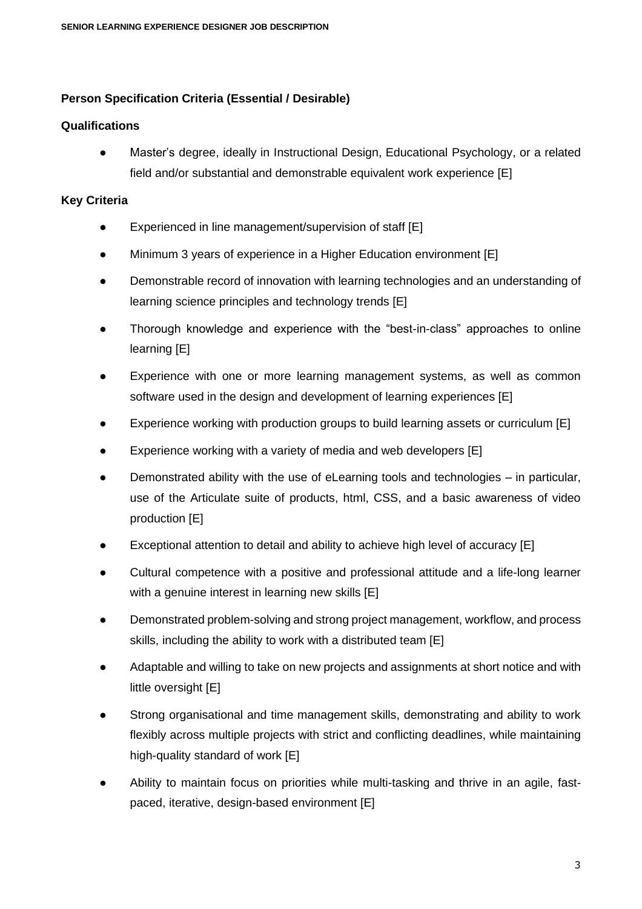**Person Specification Criteria (Essential / Desirable)**

**Qualifications**

- Master's degree, ideally in Instructional Design, Educational Psychology, or a related field and/or substantial and demonstrable equivalent work experience [E]

**Key Criteria**

- Experienced in line management/supervision of staff [E]
- Minimum 3 years of experience in a Higher Education environment [E]
- Demonstrable record of innovation with learning technologies and an understanding of learning science principles and technology trends [E]
- Thorough knowledge and experience with the "best-in-class" approaches to online learning [E]
- Experience with one or more learning management systems, as well as common software used in the design and development of learning experiences [E]
- Experience working with production groups to build learning assets or curriculum [E]
- Experience working with a variety of media and web developers [E]
- Demonstrated ability with the use of eLearning tools and technologies – in particular, use of the Articulate suite of products, html, CSS, and a basic awareness of video production [E]
- Exceptional attention to detail and ability to achieve high level of accuracy [E]
- Cultural competence with a positive and professional attitude and a life-long learner with a genuine interest in learning new skills [E]
- Demonstrated problem-solving and strong project management, workflow, and process skills, including the ability to work with a distributed team [E]
- Adaptable and willing to take on new projects and assignments at short notice and with little oversight [E]
- Strong organisational and time management skills, demonstrating and ability to work flexibly across multiple projects with strict and conflicting deadlines, while maintaining high-quality standard of work [E]
- Ability to maintain focus on priorities while multi-tasking and thrive in an agile, fast-paced, iterative, design-based environment [E]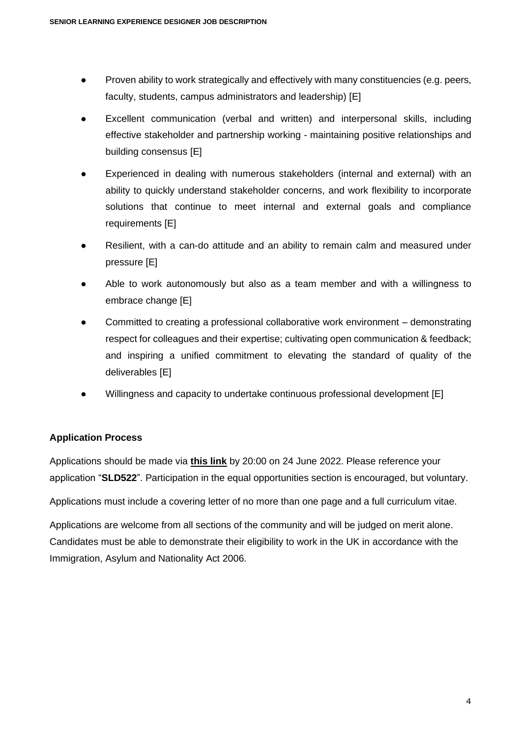- Proven ability to work strategically and effectively with many constituencies (e.g. peers, faculty, students, campus administrators and leadership) [E]
- Excellent communication (verbal and written) and interpersonal skills, including effective stakeholder and partnership working - maintaining positive relationships and building consensus [E]
- Experienced in dealing with numerous stakeholders (internal and external) with an ability to quickly understand stakeholder concerns, and work flexibility to incorporate solutions that continue to meet internal and external goals and compliance requirements [E]
- Resilient, with a can-do attitude and an ability to remain calm and measured under pressure [E]
- Able to work autonomously but also as a team member and with a willingness to embrace change [E]
- Committed to creating a professional collaborative work environment – demonstrating respect for colleagues and their expertise; cultivating open communication & feedback; and inspiring a unified commitment to elevating the standard of quality of the deliverables [E]
- Willingness and capacity to undertake continuous professional development [E]

**Application Process**

Applications should be made via **this link** by 20:00 on 24 June 2022. Please reference your application "**SLD522**". Participation in the equal opportunities section is encouraged, but voluntary.

Applications must include a covering letter of no more than one page and a full curriculum vitae.

Applications are welcome from all sections of the community and will be judged on merit alone. Candidates must be able to demonstrate their eligibility to work in the UK in accordance with the Immigration, Asylum and Nationality Act 2006.